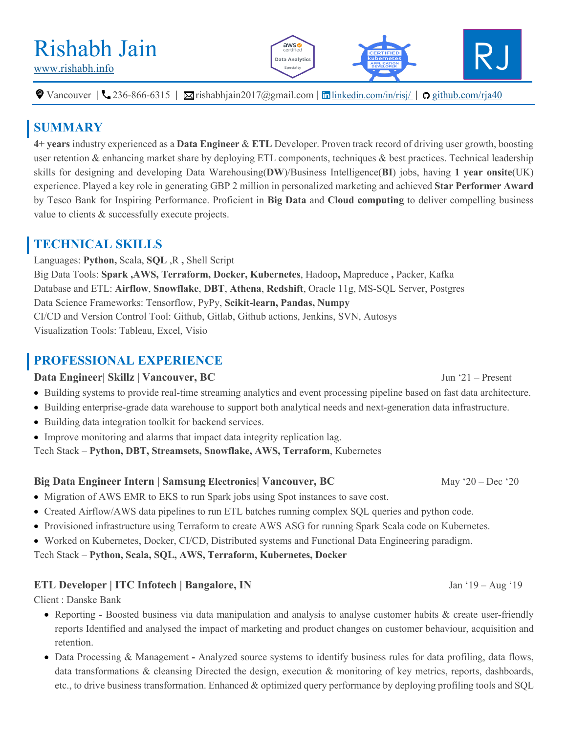# Rishabh Jain

[www.rishabh.info](http://www.rishabh.info)

Vancouver | 236-866-6315 | rishabhjain2017@gmail.com | [linkedin.com/in/risj/](https://linkedin.com/in/risj/) | [github.com/rja40](https://github.com/rja40)

## SUMMARY

**4+ years** industry experienced as a **Data Engineer** & **ETL** Developer. Proven track record of driving user growth, boosting user retention & enhancing market share by deploying ETL components, techniques & best practices. Technical leadership skills for designing and developing Data Warehousing(**DW**)/Business Intelligence(**BI**) jobs, having **1 year onsite**(UK) experience. Played a key role in generating GBP 2 million in personalized marketing and achieved **Star Performer Award** by Tesco Bank for Inspiring Performance. Proficient in **Big Data** and **Cloud computing** to deliver compelling business value to clients & successfully execute projects.

## TECHNICAL SKILLS

Languages: **Python,** Scala, **SQL** ,R **,** Shell Script
Big Data Tools: **Spark ,AWS, Terraform, Docker, Kubernetes**, Hadoop**,** Mapreduce **,** Packer, Kafka
Database and ETL: **Airflow**, **Snowflake**, **DBT**, **Athena**, **Redshift**, Oracle 11g, MS-SQL Server, Postgres
Data Science Frameworks: Tensorflow, PyPy, **Scikit-learn, Pandas, Numpy**
CI/CD and Version Control Tool: Github, Gitlab, Github actions, Jenkins, SVN, Autosys
Visualization Tools: Tableau, Excel, Visio

## PROFESSIONAL EXPERIENCE

**Data Engineer| Skillz | Vancouver, BC** — Jun '21 – Present

- Building systems to provide real-time streaming analytics and event processing pipeline based on fast data architecture.
- Building enterprise-grade data warehouse to support both analytical needs and next-generation data infrastructure.
- Building data integration toolkit for backend services.
- Improve monitoring and alarms that impact data integrity replication lag.

Tech Stack – **Python, DBT, Streamsets, Snowflake, AWS, Terraform**, Kubernetes

**Big Data Engineer Intern | Samsung Electronics| Vancouver, BC** — May '20 – Dec '20

- Migration of AWS EMR to EKS to run Spark jobs using Spot instances to save cost.
- Created Airflow/AWS data pipelines to run ETL batches running complex SQL queries and python code.
- Provisioned infrastructure using Terraform to create AWS ASG for running Spark Scala code on Kubernetes.
- Worked on Kubernetes, Docker, CI/CD, Distributed systems and Functional Data Engineering paradigm.

Tech Stack – **Python, Scala, SQL, AWS, Terraform, Kubernetes, Docker**

**ETL Developer | ITC Infotech | Bangalore, IN** — Jan '19 – Aug '19

Client : Danske Bank

- Reporting **-** Boosted business via data manipulation and analysis to analyse customer habits & create user-friendly reports Identified and analysed the impact of marketing and product changes on customer behaviour, acquisition and retention.
- Data Processing & Management **-** Analyzed source systems to identify business rules for data profiling, data flows, data transformations & cleansing Directed the design, execution & monitoring of key metrics, reports, dashboards, etc., to drive business transformation. Enhanced & optimized query performance by deploying profiling tools and SQL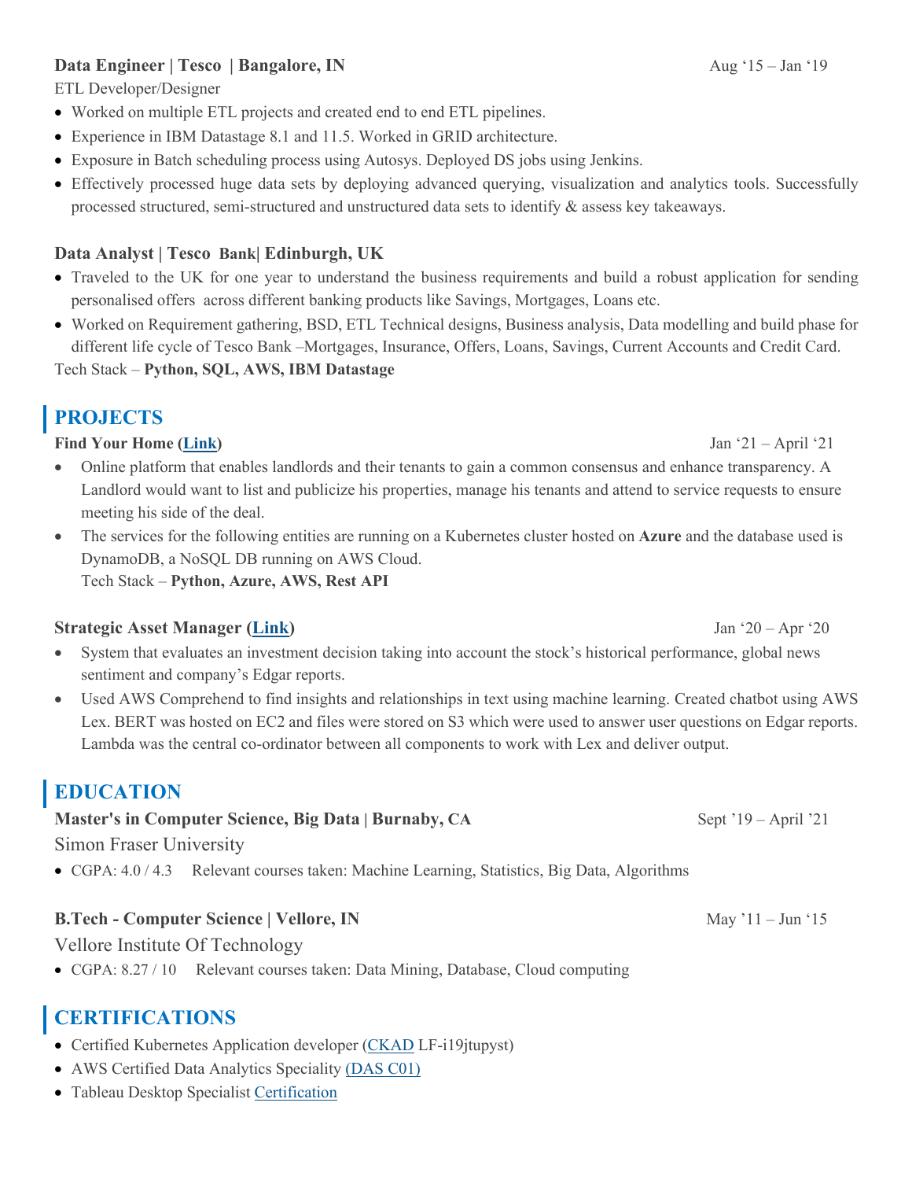**Data Engineer | Tesco | Bangalore, IN** Aug '15 – Jan '19

ETL Developer/Designer

- Worked on multiple ETL projects and created end to end ETL pipelines.
- Experience in IBM Datastage 8.1 and 11.5. Worked in GRID architecture.
- Exposure in Batch scheduling process using Autosys. Deployed DS jobs using Jenkins.
- Effectively processed huge data sets by deploying advanced querying, visualization and analytics tools. Successfully processed structured, semi-structured and unstructured data sets to identify & assess key takeaways.

**Data Analyst | Tesco Bank| Edinburgh, UK**

- Traveled to the UK for one year to understand the business requirements and build a robust application for sending personalised offers across different banking products like Savings, Mortgages, Loans etc.
- Worked on Requirement gathering, BSD, ETL Technical designs, Business analysis, Data modelling and build phase for different life cycle of Tesco Bank –Mortgages, Insurance, Offers, Loans, Savings, Current Accounts and Credit Card.

Tech Stack – **Python, SQL, AWS, IBM Datastage**

## PROJECTS

**Find Your Home (Link)** Jan '21 – April '21

- Online platform that enables landlords and their tenants to gain a common consensus and enhance transparency. A Landlord would want to list and publicize his properties, manage his tenants and attend to service requests to ensure meeting his side of the deal.
- The services for the following entities are running on a Kubernetes cluster hosted on **Azure** and the database used is DynamoDB, a NoSQL DB running on AWS Cloud.
  Tech Stack – **Python, Azure, AWS, Rest API**

**Strategic Asset Manager (Link)** Jan '20 – Apr '20

- System that evaluates an investment decision taking into account the stock's historical performance, global news sentiment and company's Edgar reports.
- Used AWS Comprehend to find insights and relationships in text using machine learning. Created chatbot using AWS Lex. BERT was hosted on EC2 and files were stored on S3 which were used to answer user questions on Edgar reports. Lambda was the central co-ordinator between all components to work with Lex and deliver output.

## EDUCATION

**Master's in Computer Science, Big Data | Burnaby, CA** Sept '19 – April '21

Simon Fraser University

- CGPA: 4.0 / 4.3 Relevant courses taken: Machine Learning, Statistics, Big Data, Algorithms

**B.Tech - Computer Science | Vellore, IN** May '11 – Jun '15

Vellore Institute Of Technology

- CGPA: 8.27 / 10 Relevant courses taken: Data Mining, Database, Cloud computing

## CERTIFICATIONS

- Certified Kubernetes Application developer (CKAD LF-i19jtupyst)
- AWS Certified Data Analytics Speciality (DAS C01)
- Tableau Desktop Specialist Certification